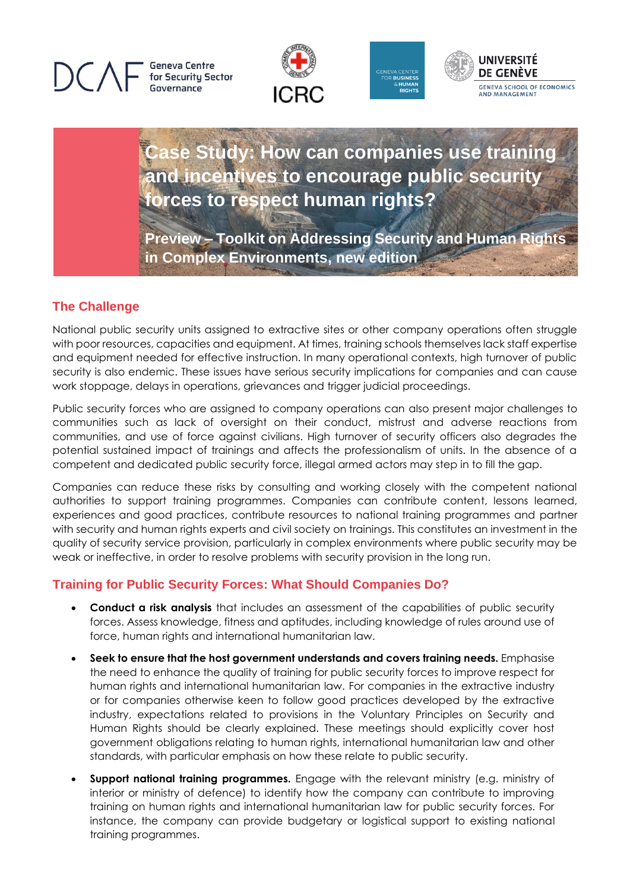DCAF Geneva Centre for Security Sector Governance | ICRC | GENEVA CENTER FOR BUSINESS & HUMAN RIGHTS | UNIVERSITÉ DE GENÈVE GENEVA SCHOOL OF ECONOMICS AND MANAGEMENT

# Case Study: How can companies use training and incentives to encourage public security forces to respect human rights?

**Preview – Toolkit on Addressing Security and Human Rights in Complex Environments, new edition**

## The Challenge

National public security units assigned to extractive sites or other company operations often struggle with poor resources, capacities and equipment. At times, training schools themselves lack staff expertise and equipment needed for effective instruction. In many operational contexts, high turnover of public security is also endemic. These issues have serious security implications for companies and can cause work stoppage, delays in operations, grievances and trigger judicial proceedings.

Public security forces who are assigned to company operations can also present major challenges to communities such as lack of oversight on their conduct, mistrust and adverse reactions from communities, and use of force against civilians. High turnover of security officers also degrades the potential sustained impact of trainings and affects the professionalism of units. In the absence of a competent and dedicated public security force, illegal armed actors may step in to fill the gap.

Companies can reduce these risks by consulting and working closely with the competent national authorities to support training programmes. Companies can contribute content, lessons learned, experiences and good practices, contribute resources to national training programmes and partner with security and human rights experts and civil society on trainings. This constitutes an investment in the quality of security service provision, particularly in complex environments where public security may be weak or ineffective, in order to resolve problems with security provision in the long run.

## Training for Public Security Forces: What Should Companies Do?

- **Conduct a risk analysis** that includes an assessment of the capabilities of public security forces. Assess knowledge, fitness and aptitudes, including knowledge of rules around use of force, human rights and international humanitarian law.
- **Seek to ensure that the host government understands and covers training needs.** Emphasise the need to enhance the quality of training for public security forces to improve respect for human rights and international humanitarian law. For companies in the extractive industry or for companies otherwise keen to follow good practices developed by the extractive industry, expectations related to provisions in the Voluntary Principles on Security and Human Rights should be clearly explained. These meetings should explicitly cover host government obligations relating to human rights, international humanitarian law and other standards, with particular emphasis on how these relate to public security.
- **Support national training programmes.** Engage with the relevant ministry (e.g. ministry of interior or ministry of defence) to identify how the company can contribute to improving training on human rights and international humanitarian law for public security forces. For instance, the company can provide budgetary or logistical support to existing national training programmes.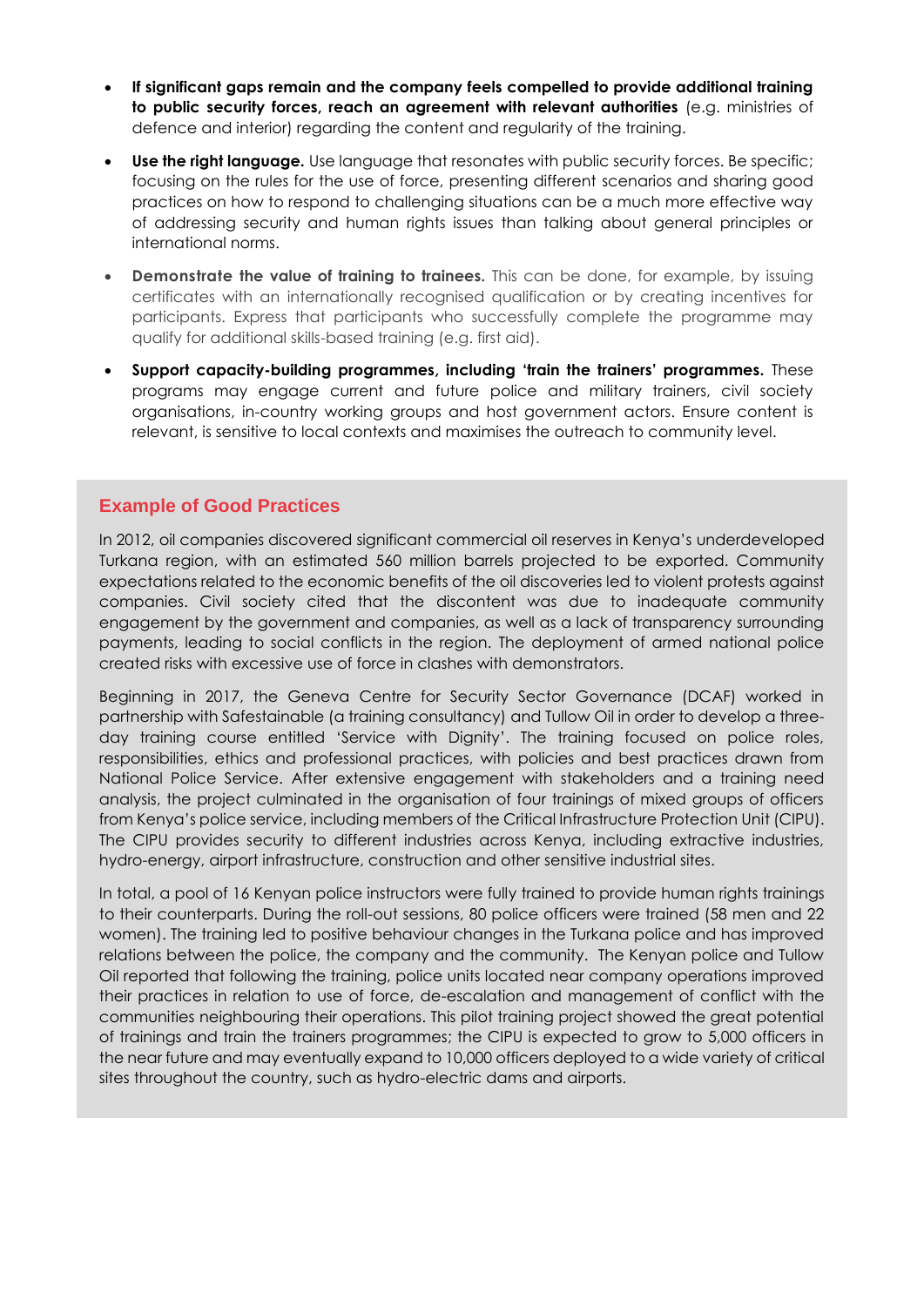- **If significant gaps remain and the company feels compelled to provide additional training to public security forces, reach an agreement with relevant authorities** (e.g. ministries of defence and interior) regarding the content and regularity of the training.
- **Use the right language.** Use language that resonates with public security forces. Be specific; focusing on the rules for the use of force, presenting different scenarios and sharing good practices on how to respond to challenging situations can be a much more effective way of addressing security and human rights issues than talking about general principles or international norms.
- **Demonstrate the value of training to trainees.** This can be done, for example, by issuing certificates with an internationally recognised qualification or by creating incentives for participants. Express that participants who successfully complete the programme may qualify for additional skills-based training (e.g. first aid).
- **Support capacity-building programmes, including 'train the trainers' programmes.** These programs may engage current and future police and military trainers, civil society organisations, in-country working groups and host government actors. Ensure content is relevant, is sensitive to local contexts and maximises the outreach to community level.

## Example of Good Practices

In 2012, oil companies discovered significant commercial oil reserves in Kenya's underdeveloped Turkana region, with an estimated 560 million barrels projected to be exported. Community expectations related to the economic benefits of the oil discoveries led to violent protests against companies. Civil society cited that the discontent was due to inadequate community engagement by the government and companies, as well as a lack of transparency surrounding payments, leading to social conflicts in the region. The deployment of armed national police created risks with excessive use of force in clashes with demonstrators.

Beginning in 2017, the Geneva Centre for Security Sector Governance (DCAF) worked in partnership with Safestainable (a training consultancy) and Tullow Oil in order to develop a three-day training course entitled 'Service with Dignity'. The training focused on police roles, responsibilities, ethics and professional practices, with policies and best practices drawn from National Police Service. After extensive engagement with stakeholders and a training need analysis, the project culminated in the organisation of four trainings of mixed groups of officers from Kenya's police service, including members of the Critical Infrastructure Protection Unit (CIPU). The CIPU provides security to different industries across Kenya, including extractive industries, hydro-energy, airport infrastructure, construction and other sensitive industrial sites.

In total, a pool of 16 Kenyan police instructors were fully trained to provide human rights trainings to their counterparts. During the roll-out sessions, 80 police officers were trained (58 men and 22 women). The training led to positive behaviour changes in the Turkana police and has improved relations between the police, the company and the community. The Kenyan police and Tullow Oil reported that following the training, police units located near company operations improved their practices in relation to use of force, de-escalation and management of conflict with the communities neighbouring their operations. This pilot training project showed the great potential of trainings and train the trainers programmes; the CIPU is expected to grow to 5,000 officers in the near future and may eventually expand to 10,000 officers deployed to a wide variety of critical sites throughout the country, such as hydro-electric dams and airports.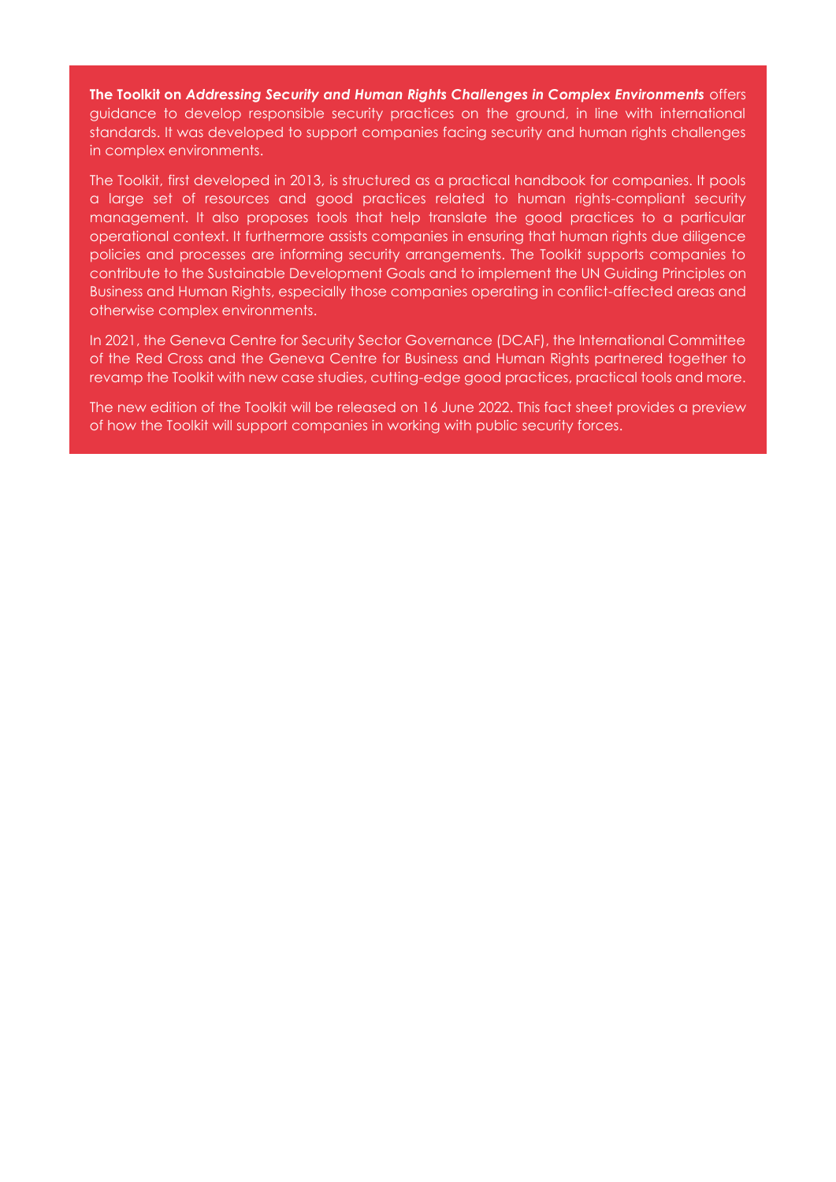**The Toolkit on *Addressing Security and Human Rights Challenges in Complex Environments*** offers guidance to develop responsible security practices on the ground, in line with international standards. It was developed to support companies facing security and human rights challenges in complex environments.

The Toolkit, first developed in 2013, is structured as a practical handbook for companies. It pools a large set of resources and good practices related to human rights-compliant security management. It also proposes tools that help translate the good practices to a particular operational context. It furthermore assists companies in ensuring that human rights due diligence policies and processes are informing security arrangements. The Toolkit supports companies to contribute to the Sustainable Development Goals and to implement the UN Guiding Principles on Business and Human Rights, especially those companies operating in conflict-affected areas and otherwise complex environments.

In 2021, the Geneva Centre for Security Sector Governance (DCAF), the International Committee of the Red Cross and the Geneva Centre for Business and Human Rights partnered together to revamp the Toolkit with new case studies, cutting-edge good practices, practical tools and more.

The new edition of the Toolkit will be released on 16 June 2022. This fact sheet provides a preview of how the Toolkit will support companies in working with public security forces.